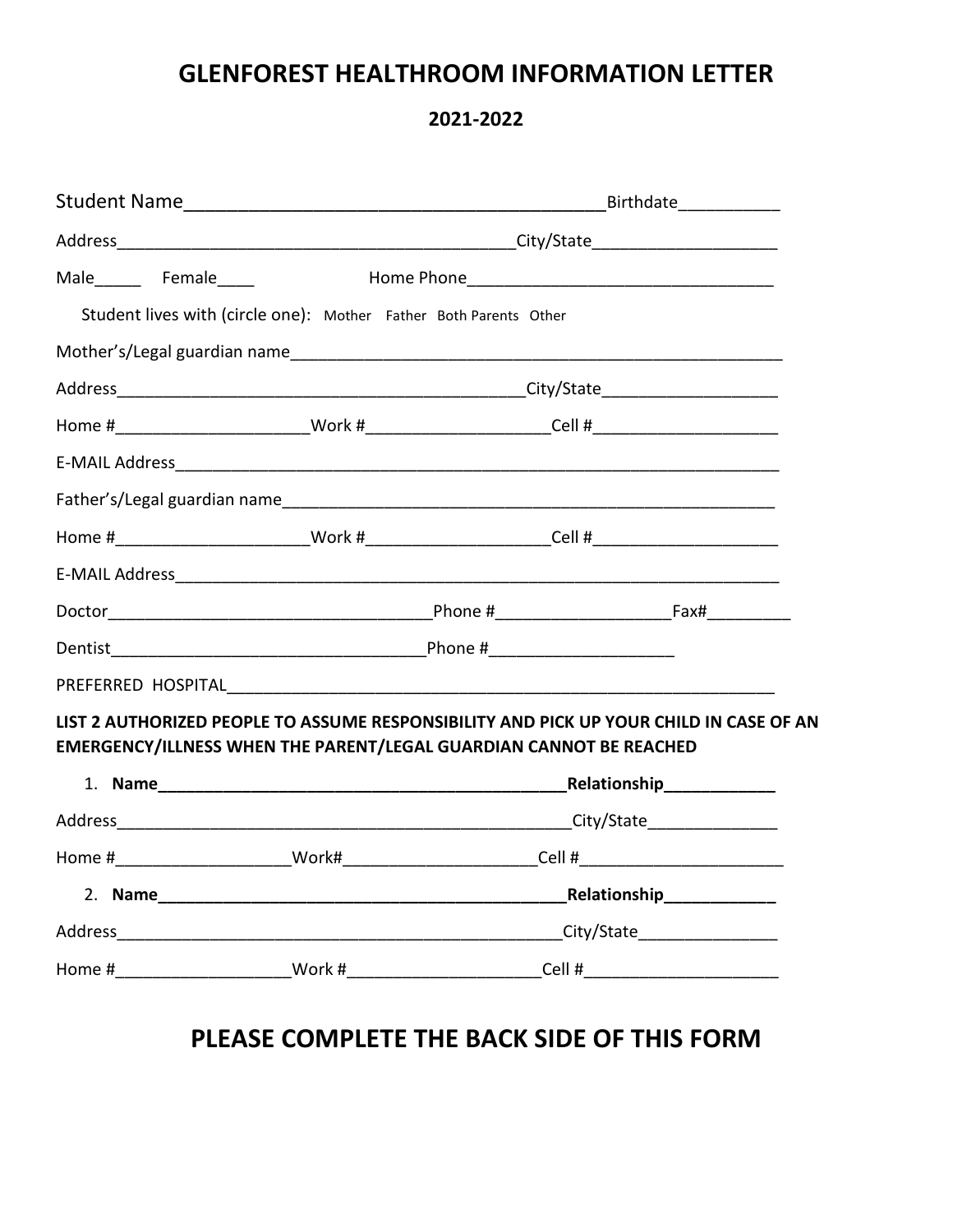# GLENFOREST HEALTHROOM INFORMATION LETTER

## 2021-2022

Student Name__________________________________________Birthdate___________

Address____________________________________________City/State____________________

Male_____ Female____ Home Phone________________________________

Student lives with (circle one): Mother Father Both Parents Other

Mother's/Legal guardian name______________________________________________________

Address____________________________________________City/State___________________

Home #____________________Work #___________________Cell #____________________

E-MAIL Address____________________________________________________________________

Father's/Legal guardian name______________________________________________________

Home #____________________Work #___________________Cell #____________________

E-MAIL Address____________________________________________________________________

Doctor___________________________________Phone #__________________Fax#_________

Dentist_________________________________Phone #___________________

PREFERRED HOSPITAL______________________________________________________________

**LIST 2 AUTHORIZED PEOPLE TO ASSUME RESPONSIBILITY AND PICK UP YOUR CHILD IN CASE OF AN EMERGENCY/ILLNESS WHEN THE PARENT/LEGAL GUARDIAN CANNOT BE REACHED**

1. **Name______________________________________________Relationship____________**

Address__________________________________________________City/State______________

Home #__________________Work#____________________Cell #______________________

2. **Name______________________________________________Relationship____________**

Address__________________________________________________City/State_______________

Home #__________________Work #____________________Cell #_____________________

## PLEASE COMPLETE THE BACK SIDE OF THIS FORM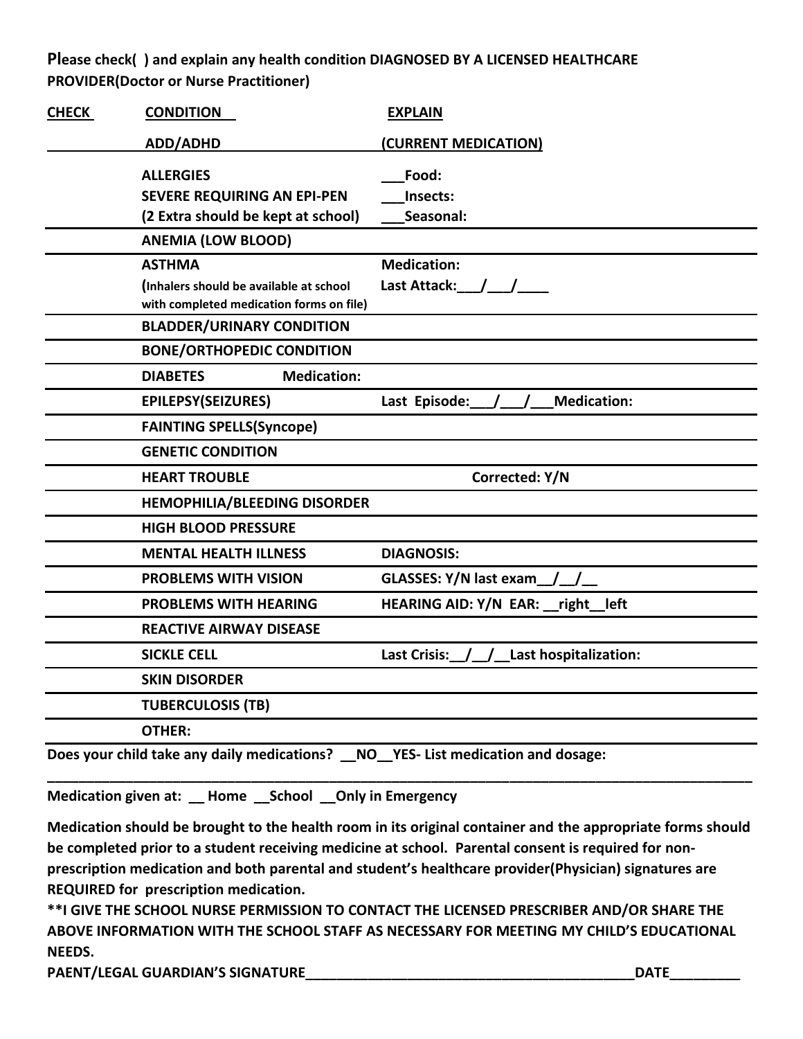**Please check( ) and explain any health condition DIAGNOSED BY A LICENSED HEALTHCARE PROVIDER(Doctor or Nurse Practitioner)**

| CHECK | CONDITION | EXPLAIN |
|---|---|---|
| | **ADD/ADHD** | **(CURRENT MEDICATION)** |
| | **ALLERGIES**<br>**SEVERE REQUIRING AN EPI-PEN**<br>**(2 Extra should be kept at school)** | **___Food:**<br>**___Insects:**<br>**___Seasonal:** |
| | **ANEMIA (LOW BLOOD)** | |
| | **ASTHMA**<br>**(Inhalers should be available at school with completed medication forms on file)** | **Medication:**<br>**Last Attack:___/___/____** |
| | **BLADDER/URINARY CONDITION** | |
| | **BONE/ORTHOPEDIC CONDITION** | |
| | **DIABETES Medication:** | |
| | **EPILEPSY(SEIZURES)** | **Last Episode:___/___/___Medication:** |
| | **FAINTING SPELLS(Syncope)** | |
| | **GENETIC CONDITION** | |
| | **HEART TROUBLE** | **Corrected: Y/N** |
| | **HEMOPHILIA/BLEEDING DISORDER** | |
| | **HIGH BLOOD PRESSURE** | |
| | **MENTAL HEALTH ILLNESS** | **DIAGNOSIS:** |
| | **PROBLEMS WITH VISION** | **GLASSES: Y/N last exam__/__/__** |
| | **PROBLEMS WITH HEARING** | **HEARING AID: Y/N EAR: __right__left** |
| | **REACTIVE AIRWAY DISEASE** | |
| | **SICKLE CELL** | **Last Crisis:__/__/__Last hospitalization:** |
| | **SKIN DISORDER** | |
| | **TUBERCULOSIS (TB)** | |
| | **OTHER:** | |

**Does your child take any daily medications? __NO__YES- List medication and dosage:**

**_________________________________________________________________________________________**

**Medication given at: __ Home __School __Only in Emergency**

**Medication should be brought to the health room in its original container and the appropriate forms should be completed prior to a student receiving medicine at school. Parental consent is required for non-prescription medication and both parental and student's healthcare provider(Physician) signatures are REQUIRED for prescription medication.**

**\*\*I GIVE THE SCHOOL NURSE PERMISSION TO CONTACT THE LICENSED PRESCRIBER AND/OR SHARE THE ABOVE INFORMATION WITH THE SCHOOL STAFF AS NECESSARY FOR MEETING MY CHILD'S EDUCATIONAL NEEDS.**

**PAENT/LEGAL GUARDIAN'S SIGNATURE____________________________________________DATE_________**